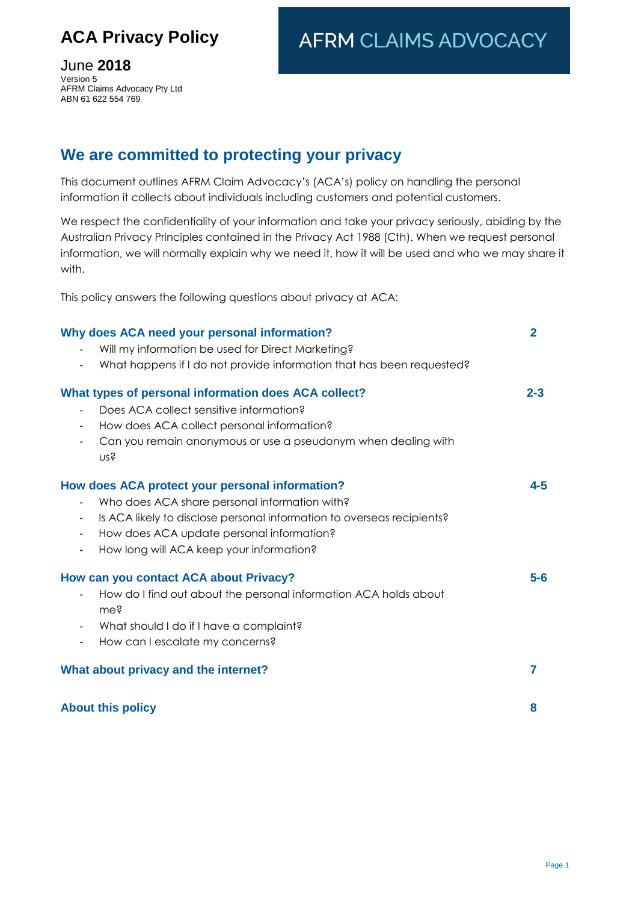# ACA Privacy Policy

AFRM CLAIMS ADVOCACY

June **2018**
Version 5
AFRM Claims Advocacy Pty Ltd
ABN 61 622 554 769

## We are committed to protecting your privacy

This document outlines AFRM Claim Advocacy's (ACA's) policy on handling the personal information it collects about individuals including customers and potential customers.

We respect the confidentiality of your information and take your privacy seriously, abiding by the Australian Privacy Principles contained in the Privacy Act 1988 (Cth). When we request personal information, we will normally explain why we need it, how it will be used and who we may share it with.

This policy answers the following questions about privacy at ACA:

| | |
|---|---|
| **Why does ACA need your personal information?** | **2** |
| - Will my information be used for Direct Marketing? | |
| - What happens if I do not provide information that has been requested? | |
| **What types of personal information does ACA collect?** | **2-3** |
| - Does ACA collect sensitive information? | |
| - How does ACA collect personal information? | |
| - Can you remain anonymous or use a pseudonym when dealing with us? | |
| **How does ACA protect your personal information?** | **4-5** |
| - Who does ACA share personal information with? | |
| - Is ACA likely to disclose personal information to overseas recipients? | |
| - How does ACA update personal information? | |
| - How long will ACA keep your information? | |
| **How can you contact ACA about Privacy?** | **5-6** |
| - How do I find out about the personal information ACA holds about me? | |
| - What should I do if I have a complaint? | |
| - How can I escalate my concerns? | |
| **What about privacy and the internet?** | **7** |
| **About this policy** | **8** |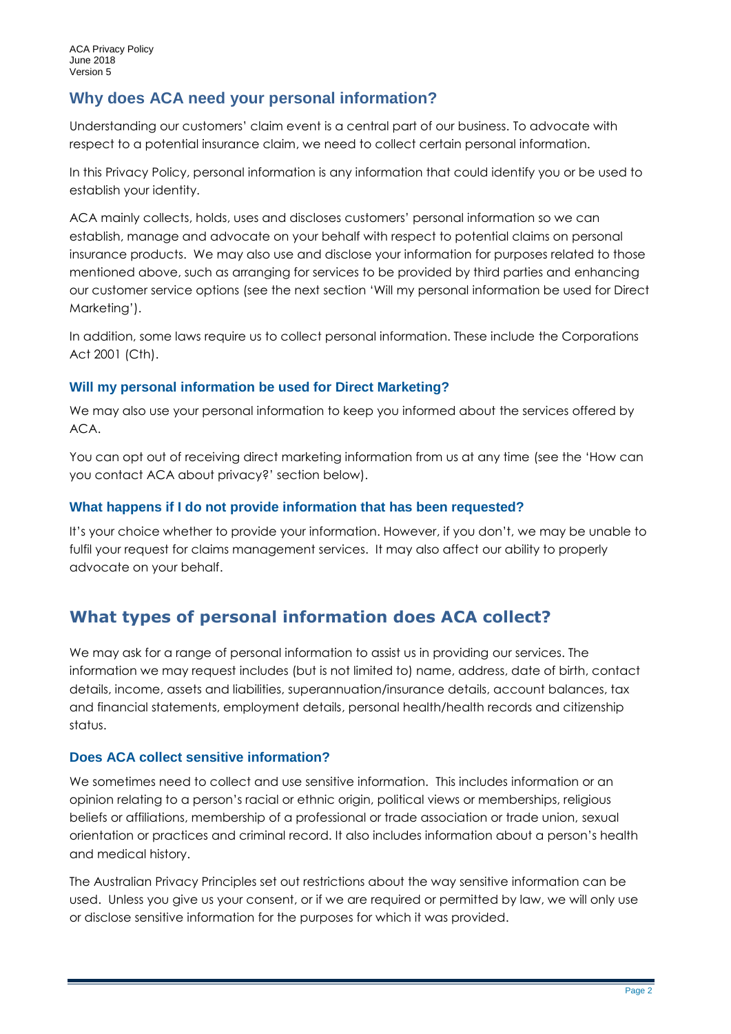## Why does ACA need your personal information?

Understanding our customers' claim event is a central part of our business. To advocate with respect to a potential insurance claim, we need to collect certain personal information.

In this Privacy Policy, personal information is any information that could identify you or be used to establish your identity.

ACA mainly collects, holds, uses and discloses customers' personal information so we can establish, manage and advocate on your behalf with respect to potential claims on personal insurance products. We may also use and disclose your information for purposes related to those mentioned above, such as arranging for services to be provided by third parties and enhancing our customer service options (see the next section 'Will my personal information be used for Direct Marketing').

In addition, some laws require us to collect personal information. These include the Corporations Act 2001 (Cth).

### Will my personal information be used for Direct Marketing?

We may also use your personal information to keep you informed about the services offered by ACA.

You can opt out of receiving direct marketing information from us at any time (see the 'How can you contact ACA about privacy?' section below).

### What happens if I do not provide information that has been requested?

It's your choice whether to provide your information. However, if you don't, we may be unable to fulfil your request for claims management services. It may also affect our ability to properly advocate on your behalf.

## What types of personal information does ACA collect?

We may ask for a range of personal information to assist us in providing our services. The information we may request includes (but is not limited to) name, address, date of birth, contact details, income, assets and liabilities, superannuation/insurance details, account balances, tax and financial statements, employment details, personal health/health records and citizenship status.

### Does ACA collect sensitive information?

We sometimes need to collect and use sensitive information. This includes information or an opinion relating to a person's racial or ethnic origin, political views or memberships, religious beliefs or affiliations, membership of a professional or trade association or trade union, sexual orientation or practices and criminal record. It also includes information about a person's health and medical history.

The Australian Privacy Principles set out restrictions about the way sensitive information can be used. Unless you give us your consent, or if we are required or permitted by law, we will only use or disclose sensitive information for the purposes for which it was provided.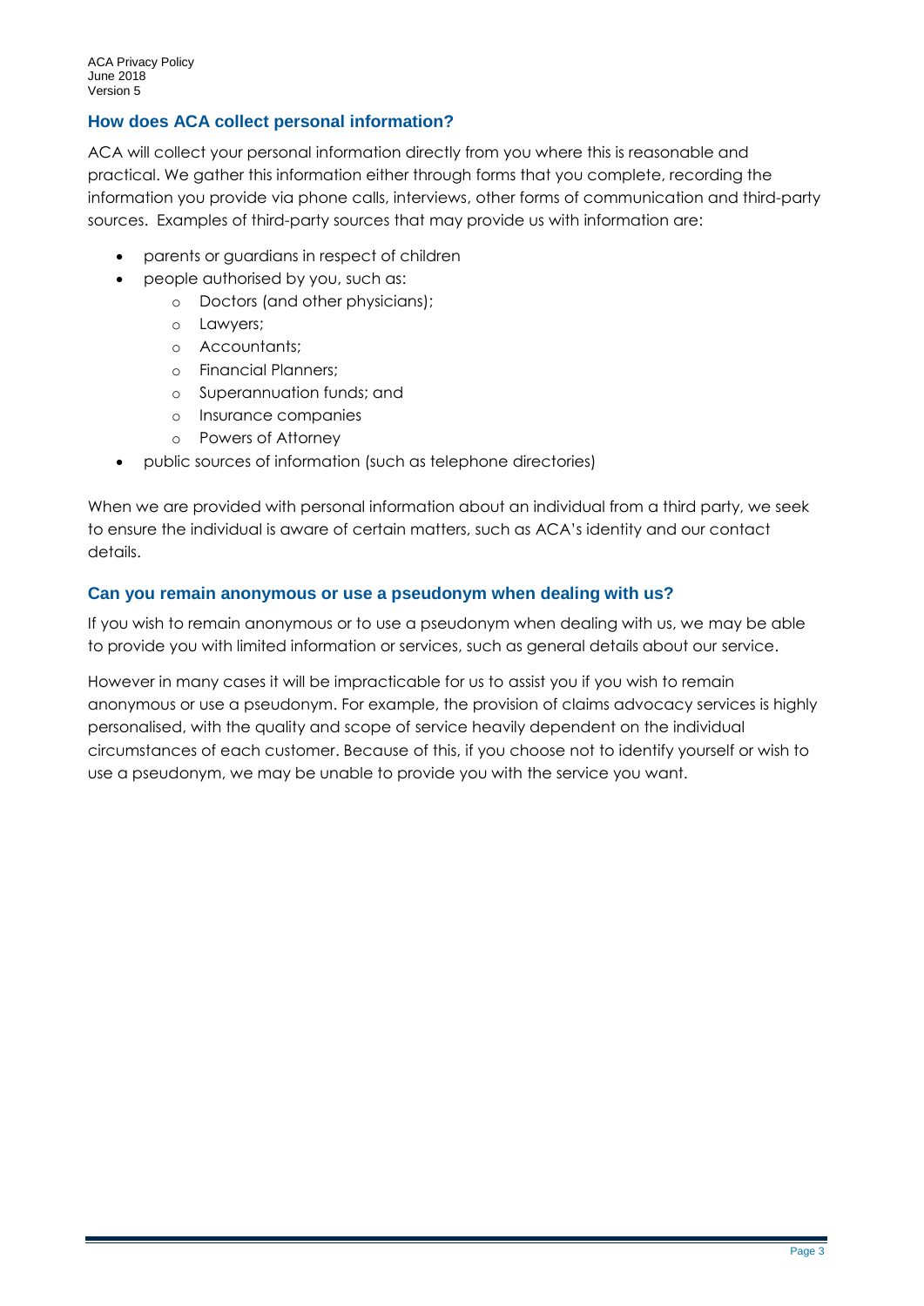## How does ACA collect personal information?

ACA will collect your personal information directly from you where this is reasonable and practical. We gather this information either through forms that you complete, recording the information you provide via phone calls, interviews, other forms of communication and third-party sources. Examples of third-party sources that may provide us with information are:

- parents or guardians in respect of children
- people authorised by you, such as:
  - Doctors (and other physicians);
  - Lawyers;
  - Accountants;
  - Financial Planners;
  - Superannuation funds; and
  - Insurance companies
  - Powers of Attorney
- public sources of information (such as telephone directories)

When we are provided with personal information about an individual from a third party, we seek to ensure the individual is aware of certain matters, such as ACA's identity and our contact details.

## Can you remain anonymous or use a pseudonym when dealing with us?

If you wish to remain anonymous or to use a pseudonym when dealing with us, we may be able to provide you with limited information or services, such as general details about our service.

However in many cases it will be impracticable for us to assist you if you wish to remain anonymous or use a pseudonym. For example, the provision of claims advocacy services is highly personalised, with the quality and scope of service heavily dependent on the individual circumstances of each customer. Because of this, if you choose not to identify yourself or wish to use a pseudonym, we may be unable to provide you with the service you want.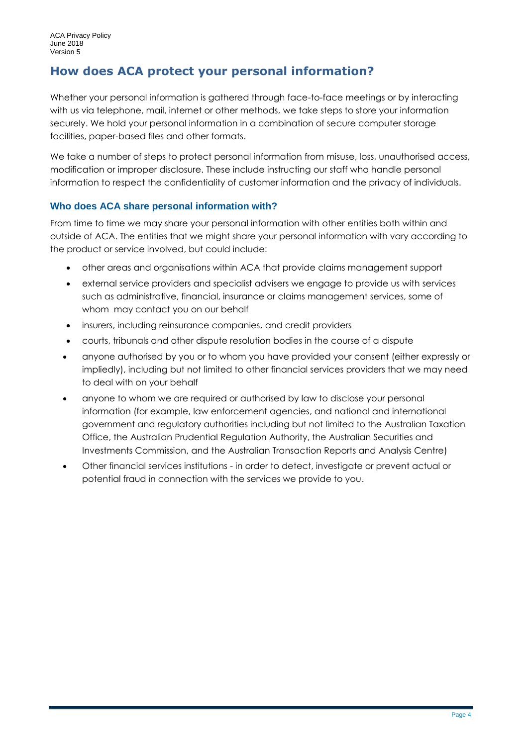## How does ACA protect your personal information?

Whether your personal information is gathered through face-to-face meetings or by interacting with us via telephone, mail, internet or other methods, we take steps to store your information securely. We hold your personal information in a combination of secure computer storage facilities, paper-based files and other formats.

We take a number of steps to protect personal information from misuse, loss, unauthorised access, modification or improper disclosure. These include instructing our staff who handle personal information to respect the confidentiality of customer information and the privacy of individuals.

### Who does ACA share personal information with?

From time to time we may share your personal information with other entities both within and outside of ACA. The entities that we might share your personal information with vary according to the product or service involved, but could include:

- other areas and organisations within ACA that provide claims management support
- external service providers and specialist advisers we engage to provide us with services such as administrative, financial, insurance or claims management services, some of whom may contact you on our behalf
- insurers, including reinsurance companies, and credit providers
- courts, tribunals and other dispute resolution bodies in the course of a dispute
- anyone authorised by you or to whom you have provided your consent (either expressly or impliedly), including but not limited to other financial services providers that we may need to deal with on your behalf
- anyone to whom we are required or authorised by law to disclose your personal information (for example, law enforcement agencies, and national and international government and regulatory authorities including but not limited to the Australian Taxation Office, the Australian Prudential Regulation Authority, the Australian Securities and Investments Commission, and the Australian Transaction Reports and Analysis Centre)
- Other financial services institutions - in order to detect, investigate or prevent actual or potential fraud in connection with the services we provide to you.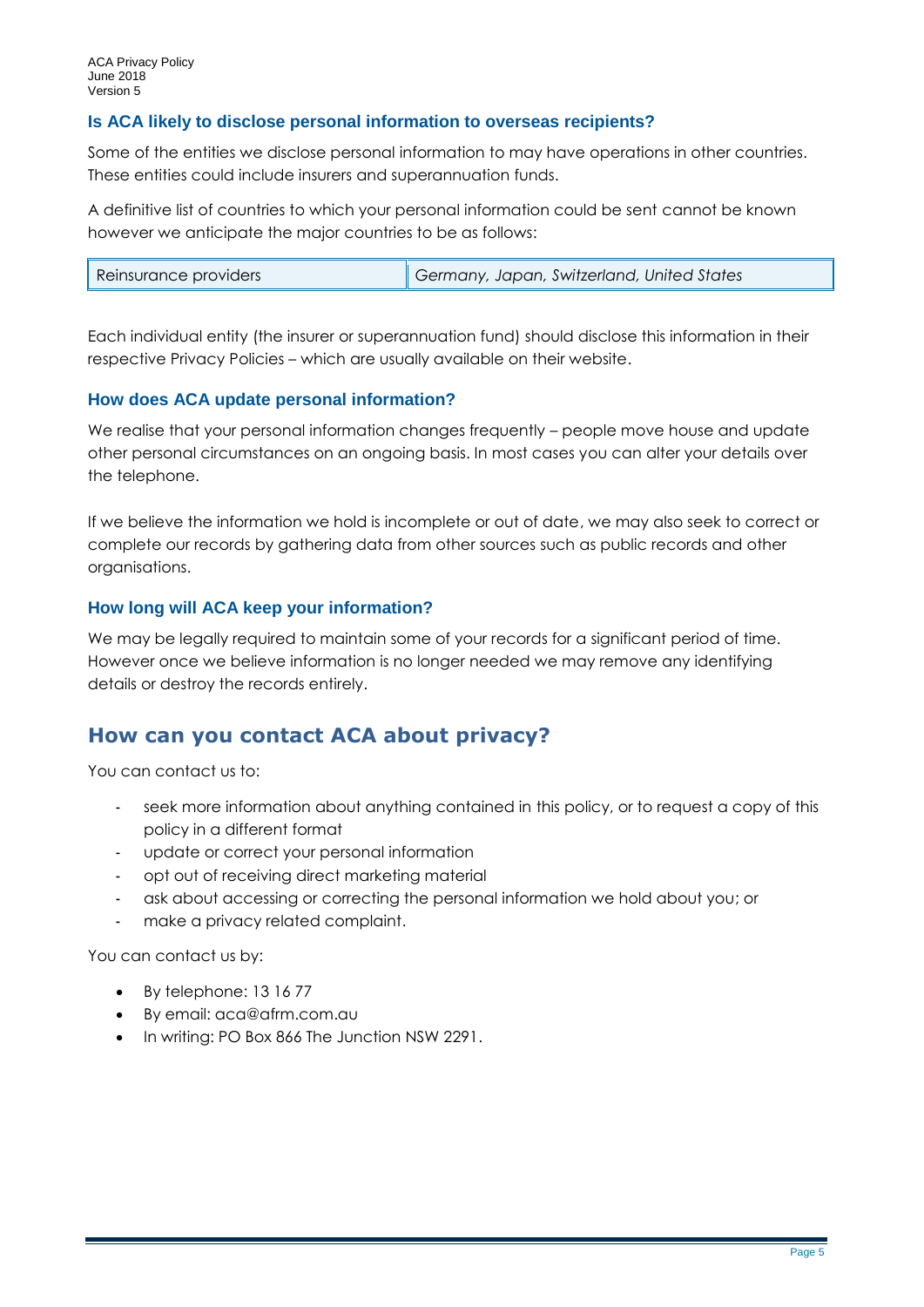### Is ACA likely to disclose personal information to overseas recipients?

Some of the entities we disclose personal information to may have operations in other countries. These entities could include insurers and superannuation funds.

A definitive list of countries to which your personal information could be sent cannot be known however we anticipate the major countries to be as follows:

| Reinsurance providers | *Germany, Japan, Switzerland, United States* |
|---|---|

Each individual entity (the insurer or superannuation fund) should disclose this information in their respective Privacy Policies – which are usually available on their website.

### How does ACA update personal information?

We realise that your personal information changes frequently – people move house and update other personal circumstances on an ongoing basis. In most cases you can alter your details over the telephone.

If we believe the information we hold is incomplete or out of date, we may also seek to correct or complete our records by gathering data from other sources such as public records and other organisations.

### How long will ACA keep your information?

We may be legally required to maintain some of your records for a significant period of time. However once we believe information is no longer needed we may remove any identifying details or destroy the records entirely.

## How can you contact ACA about privacy?

You can contact us to:

- seek more information about anything contained in this policy, or to request a copy of this policy in a different format
- update or correct your personal information
- opt out of receiving direct marketing material
- ask about accessing or correcting the personal information we hold about you; or
- make a privacy related complaint.

You can contact us by:

- By telephone: 13 16 77
- By email: aca@afrm.com.au
- In writing: PO Box 866 The Junction NSW 2291.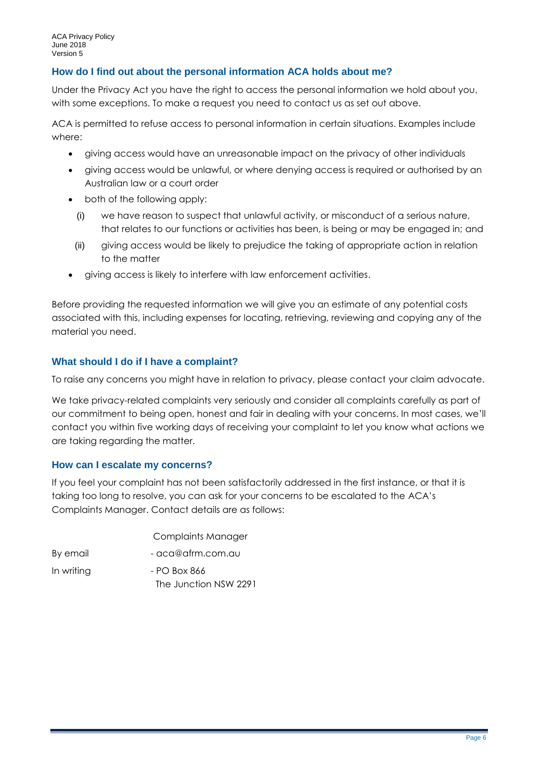## How do I find out about the personal information ACA holds about me?

Under the Privacy Act you have the right to access the personal information we hold about you, with some exceptions. To make a request you need to contact us as set out above.

ACA is permitted to refuse access to personal information in certain situations. Examples include where:

- giving access would have an unreasonable impact on the privacy of other individuals
- giving access would be unlawful, or where denying access is required or authorised by an Australian law or a court order
- both of the following apply:
  - (i) we have reason to suspect that unlawful activity, or misconduct of a serious nature, that relates to our functions or activities has been, is being or may be engaged in; and
  - (ii) giving access would be likely to prejudice the taking of appropriate action in relation to the matter
- giving access is likely to interfere with law enforcement activities.

Before providing the requested information we will give you an estimate of any potential costs associated with this, including expenses for locating, retrieving, reviewing and copying any of the material you need.

## What should I do if I have a complaint?

To raise any concerns you might have in relation to privacy, please contact your claim advocate.

We take privacy-related complaints very seriously and consider all complaints carefully as part of our commitment to being open, honest and fair in dealing with your concerns. In most cases, we'll contact you within five working days of receiving your complaint to let you know what actions we are taking regarding the matter.

### How can I escalate my concerns?

If you feel your complaint has not been satisfactorily addressed in the first instance, or that it is taking too long to resolve, you can ask for your concerns to be escalated to the ACA's Complaints Manager. Contact details are as follows:

| | Complaints Manager |
|---|---|
| By email | - aca@afrm.com.au |
| In writing | - PO Box 866<br>The Junction NSW 2291 |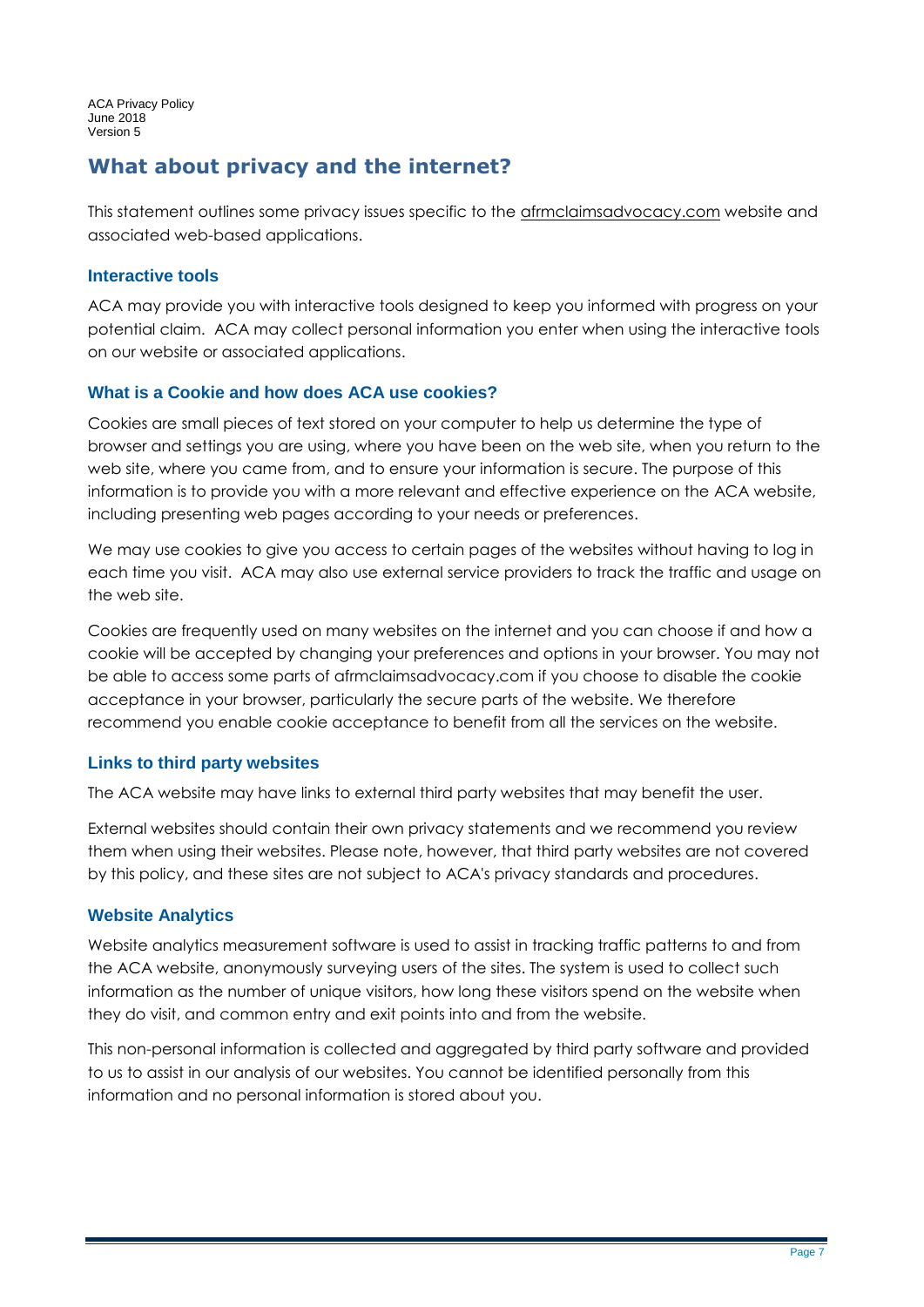## What about privacy and the internet?

This statement outlines some privacy issues specific to the afrmclaimsadvocacy.com website and associated web-based applications.

### Interactive tools

ACA may provide you with interactive tools designed to keep you informed with progress on your potential claim. ACA may collect personal information you enter when using the interactive tools on our website or associated applications.

### What is a Cookie and how does ACA use cookies?

Cookies are small pieces of text stored on your computer to help us determine the type of browser and settings you are using, where you have been on the web site, when you return to the web site, where you came from, and to ensure your information is secure. The purpose of this information is to provide you with a more relevant and effective experience on the ACA website, including presenting web pages according to your needs or preferences.

We may use cookies to give you access to certain pages of the websites without having to log in each time you visit. ACA may also use external service providers to track the traffic and usage on the web site.

Cookies are frequently used on many websites on the internet and you can choose if and how a cookie will be accepted by changing your preferences and options in your browser. You may not be able to access some parts of afrmclaimsadvocacy.com if you choose to disable the cookie acceptance in your browser, particularly the secure parts of the website. We therefore recommend you enable cookie acceptance to benefit from all the services on the website.

### Links to third party websites

The ACA website may have links to external third party websites that may benefit the user.

External websites should contain their own privacy statements and we recommend you review them when using their websites. Please note, however, that third party websites are not covered by this policy, and these sites are not subject to ACA's privacy standards and procedures.

### Website Analytics

Website analytics measurement software is used to assist in tracking traffic patterns to and from the ACA website, anonymously surveying users of the sites. The system is used to collect such information as the number of unique visitors, how long these visitors spend on the website when they do visit, and common entry and exit points into and from the website.

This non-personal information is collected and aggregated by third party software and provided to us to assist in our analysis of our websites. You cannot be identified personally from this information and no personal information is stored about you.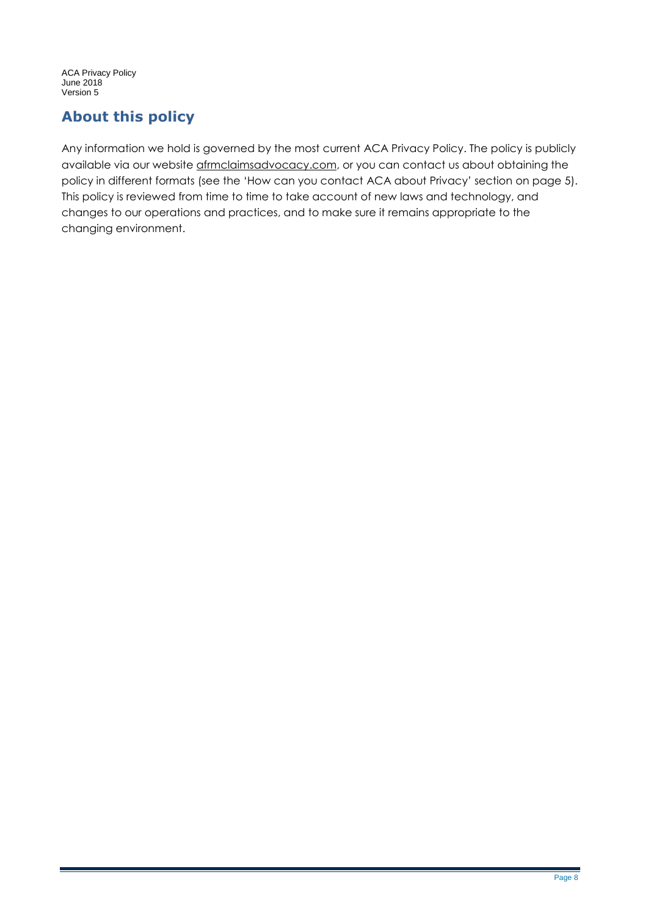## About this policy

Any information we hold is governed by the most current ACA Privacy Policy. The policy is publicly available via our website afrmclaimsadvocacy.com, or you can contact us about obtaining the policy in different formats (see the 'How can you contact ACA about Privacy' section on page 5). This policy is reviewed from time to time to take account of new laws and technology, and changes to our operations and practices, and to make sure it remains appropriate to the changing environment.